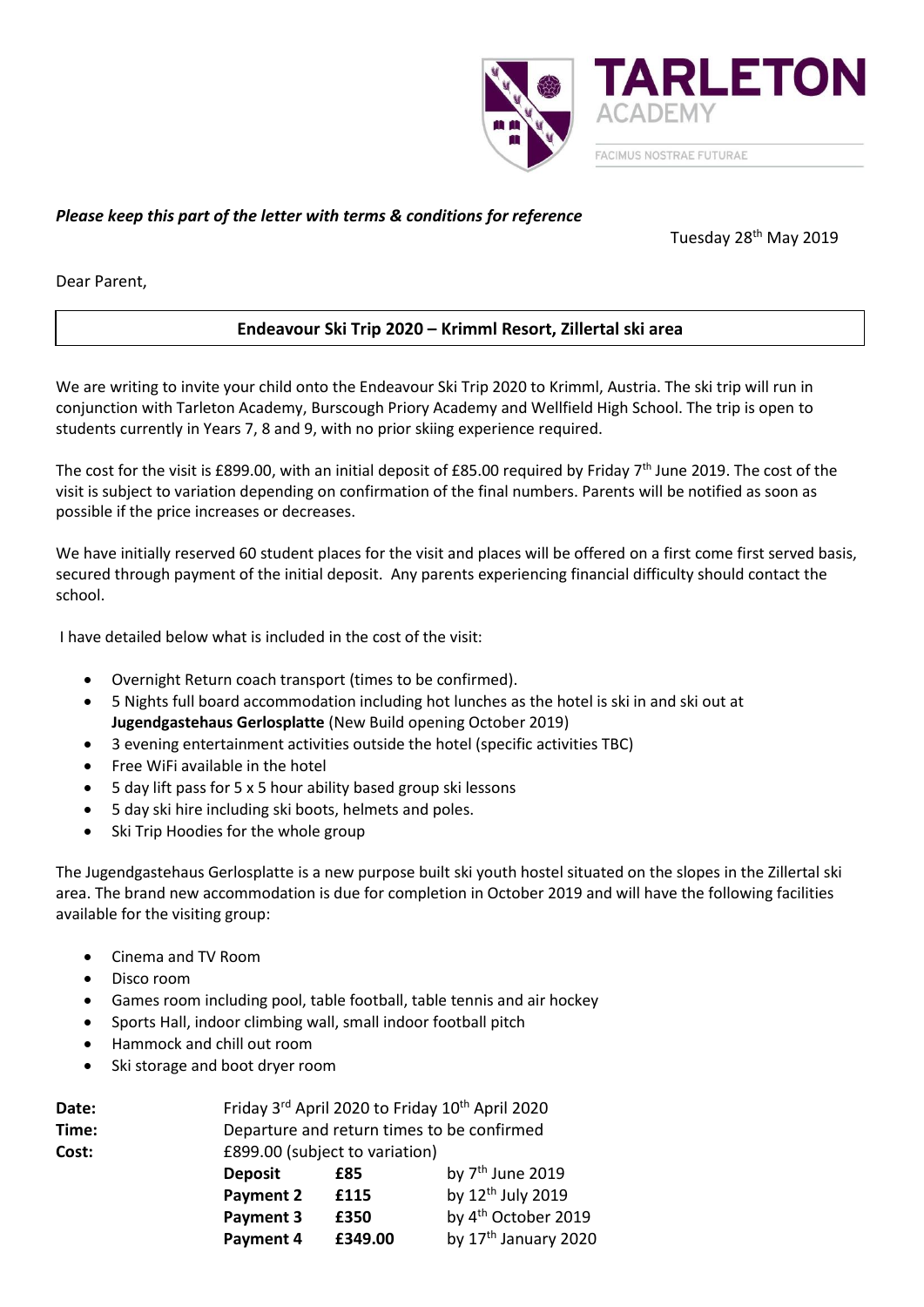TARLETON ACADEMY

FACIMUS NOSTRAE FUTURAE

***Please keep this part of the letter with terms & conditions for reference***

Tuesday 28th May 2019

Dear Parent,

**Endeavour Ski Trip 2020 – Krimml Resort, Zillertal ski area**

We are writing to invite your child onto the Endeavour Ski Trip 2020 to Krimml, Austria. The ski trip will run in conjunction with Tarleton Academy, Burscough Priory Academy and Wellfield High School. The trip is open to students currently in Years 7, 8 and 9, with no prior skiing experience required.

The cost for the visit is £899.00, with an initial deposit of £85.00 required by Friday 7th June 2019. The cost of the visit is subject to variation depending on confirmation of the final numbers. Parents will be notified as soon as possible if the price increases or decreases.

We have initially reserved 60 student places for the visit and places will be offered on a first come first served basis, secured through payment of the initial deposit. Any parents experiencing financial difficulty should contact the school.

I have detailed below what is included in the cost of the visit:

- Overnight Return coach transport (times to be confirmed).
- 5 Nights full board accommodation including hot lunches as the hotel is ski in and ski out at **Jugendgastehaus Gerlosplatte** (New Build opening October 2019)
- 3 evening entertainment activities outside the hotel (specific activities TBC)
- Free WiFi available in the hotel
- 5 day lift pass for 5 x 5 hour ability based group ski lessons
- 5 day ski hire including ski boots, helmets and poles.
- Ski Trip Hoodies for the whole group

The Jugendgastehaus Gerlosplatte is a new purpose built ski youth hostel situated on the slopes in the Zillertal ski area. The brand new accommodation is due for completion in October 2019 and will have the following facilities available for the visiting group:

- Cinema and TV Room
- Disco room
- Games room including pool, table football, table tennis and air hockey
- Sports Hall, indoor climbing wall, small indoor football pitch
- Hammock and chill out room
- Ski storage and boot dryer room

**Date:** Friday 3rd April 2020 to Friday 10th April 2020

**Time:** Departure and return times to be confirmed

**Cost:** £899.00 (subject to variation)

| | | |
|---|---|---|
| **Deposit** | **£85** | by 7th June 2019 |
| **Payment 2** | **£115** | by 12th July 2019 |
| **Payment 3** | **£350** | by 4th October 2019 |
| **Payment 4** | **£349.00** | by 17th January 2020 |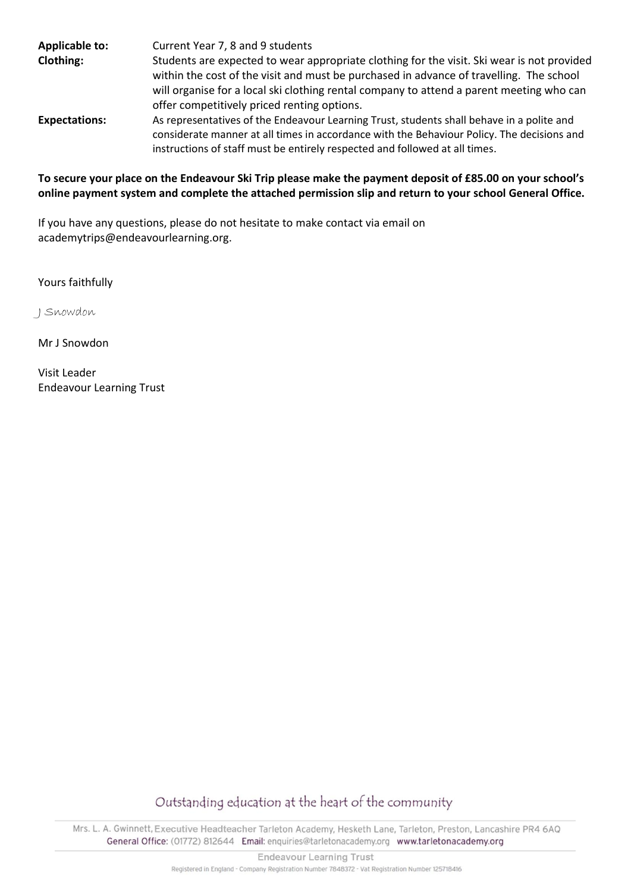**Applicable to:** Current Year 7, 8 and 9 students

**Clothing:** Students are expected to wear appropriate clothing for the visit. Ski wear is not provided within the cost of the visit and must be purchased in advance of travelling. The school will organise for a local ski clothing rental company to attend a parent meeting who can offer competitively priced renting options.

**Expectations:** As representatives of the Endeavour Learning Trust, students shall behave in a polite and considerate manner at all times in accordance with the Behaviour Policy. The decisions and instructions of staff must be entirely respected and followed at all times.

**To secure your place on the Endeavour Ski Trip please make the payment deposit of £85.00 on your school's online payment system and complete the attached permission slip and return to your school General Office.**

If you have any questions, please do not hesitate to make contact via email on academytrips@endeavourlearning.org.

Yours faithfully

J Snowdon

Mr J Snowdon

Visit Leader
Endeavour Learning Trust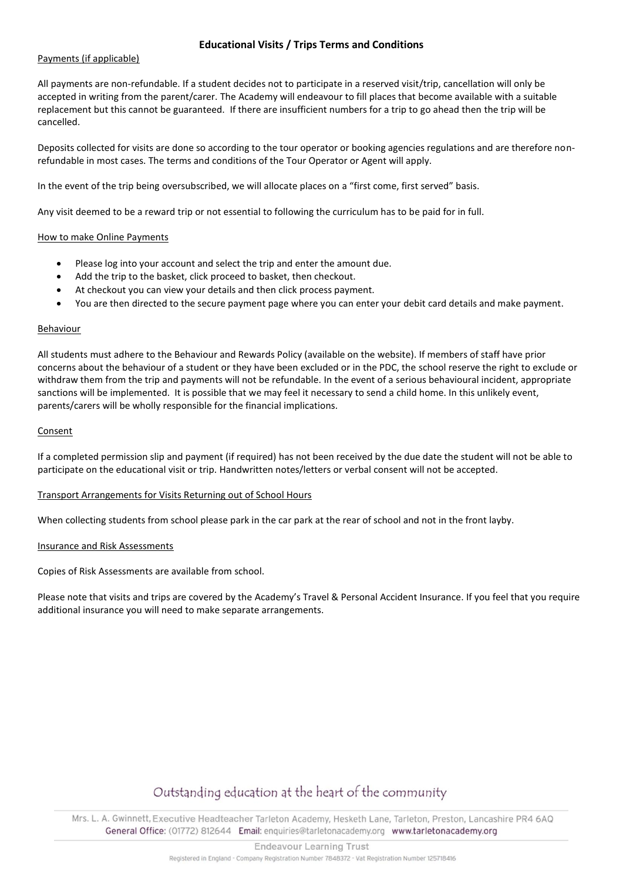# Educational Visits / Trips Terms and Conditions

## Payments (if applicable)

All payments are non-refundable. If a student decides not to participate in a reserved visit/trip, cancellation will only be accepted in writing from the parent/carer. The Academy will endeavour to fill places that become available with a suitable replacement but this cannot be guaranteed. If there are insufficient numbers for a trip to go ahead then the trip will be cancelled.

Deposits collected for visits are done so according to the tour operator or booking agencies regulations and are therefore non-refundable in most cases. The terms and conditions of the Tour Operator or Agent will apply.

In the event of the trip being oversubscribed, we will allocate places on a "first come, first served" basis.

Any visit deemed to be a reward trip or not essential to following the curriculum has to be paid for in full.

## How to make Online Payments

- Please log into your account and select the trip and enter the amount due.
- Add the trip to the basket, click proceed to basket, then checkout.
- At checkout you can view your details and then click process payment.
- You are then directed to the secure payment page where you can enter your debit card details and make payment.

## Behaviour

All students must adhere to the Behaviour and Rewards Policy (available on the website). If members of staff have prior concerns about the behaviour of a student or they have been excluded or in the PDC, the school reserve the right to exclude or withdraw them from the trip and payments will not be refundable. In the event of a serious behavioural incident, appropriate sanctions will be implemented. It is possible that we may feel it necessary to send a child home. In this unlikely event, parents/carers will be wholly responsible for the financial implications.

## Consent

If a completed permission slip and payment (if required) has not been received by the due date the student will not be able to participate on the educational visit or trip. Handwritten notes/letters or verbal consent will not be accepted.

## Transport Arrangements for Visits Returning out of School Hours

When collecting students from school please park in the car park at the rear of school and not in the front layby.

## Insurance and Risk Assessments

Copies of Risk Assessments are available from school.

Please note that visits and trips are covered by the Academy's Travel & Personal Accident Insurance. If you feel that you require additional insurance you will need to make separate arrangements.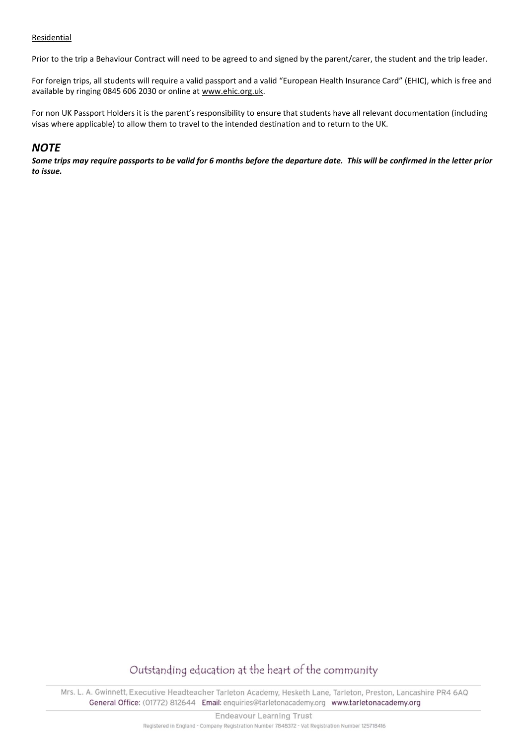Residential

Prior to the trip a Behaviour Contract will need to be agreed to and signed by the parent/carer, the student and the trip leader.

For foreign trips, all students will require a valid passport and a valid "European Health Insurance Card" (EHIC), which is free and available by ringing 0845 606 2030 or online at www.ehic.org.uk.

For non UK Passport Holders it is the parent's responsibility to ensure that students have all relevant documentation (including visas where applicable) to allow them to travel to the intended destination and to return to the UK.

## *NOTE*

***Some trips may require passports to be valid for 6 months before the departure date. This will be confirmed in the letter prior to issue.***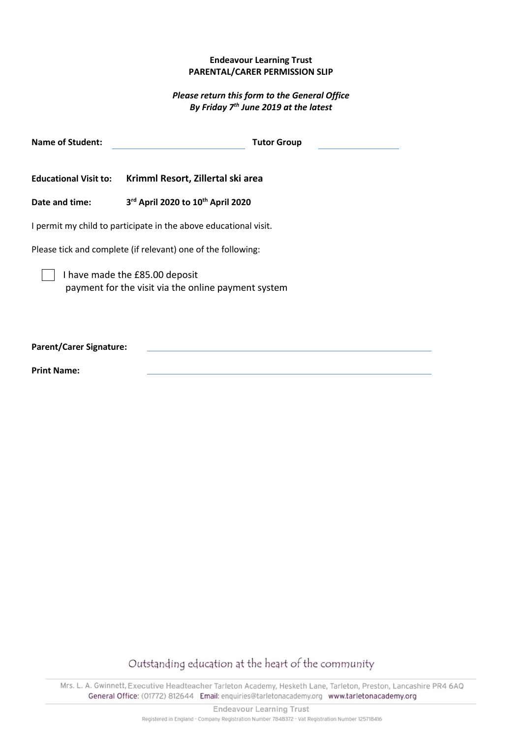**Endeavour Learning Trust**
**PARENTAL/CARER PERMISSION SLIP**

***Please return this form to the General Office***
***By Friday 7th June 2019 at the latest***

**Name of Student:** ____________________ **Tutor Group** ____________

**Educational Visit to:** **Krimml Resort, Zillertal ski area**

**Date and time:** **3rd April 2020 to 10th April 2020**

I permit my child to participate in the above educational visit.

Please tick and complete (if relevant) one of the following:

☐ I have made the £85.00 deposit payment for the visit via the online payment system

**Parent/Carer Signature:** ________________________________

**Print Name:** ________________________________

Outstanding education at the heart of the community

Mrs. L. A. Gwinnett, Executive Headteacher Tarleton Academy, Hesketh Lane, Tarleton, Preston, Lancashire PR4 6AQ
General Office: (01772) 812644 Email: enquiries@tarletonacademy.org www.tarletonacademy.org

Endeavour Learning Trust
Registered in England - Company Registration Number 7848372 - Vat Registration Number 125718416